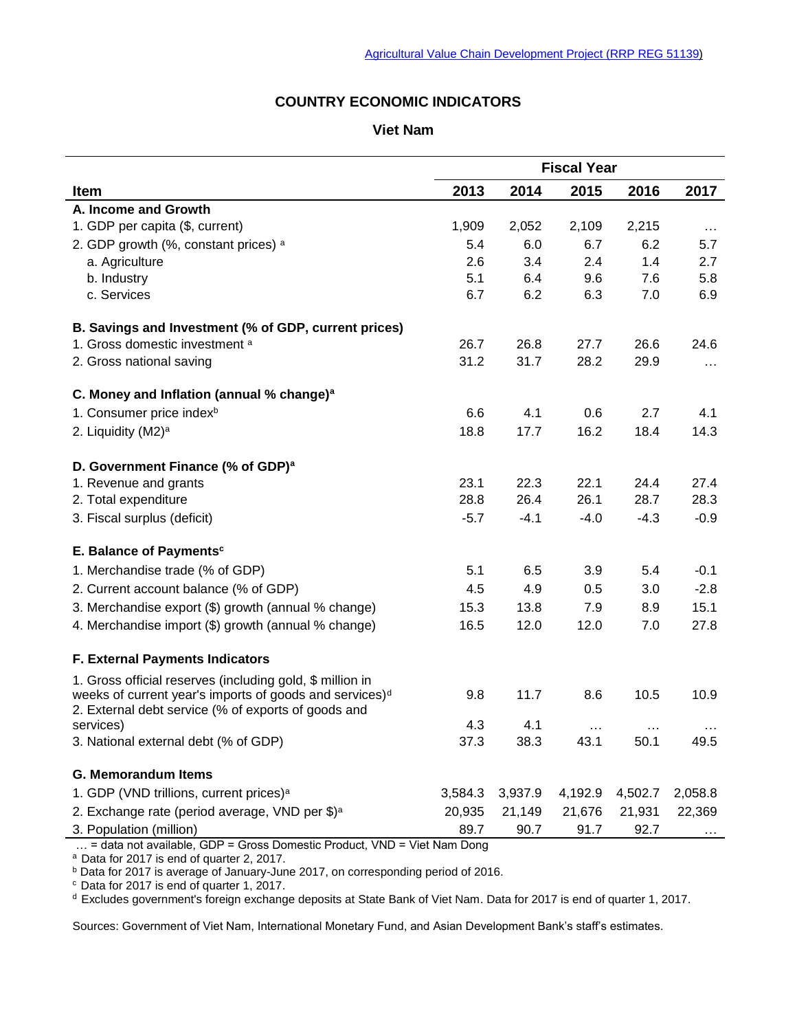Agricultural Value Chain Development Project (RRP REG 51139)

# COUNTRY ECONOMIC INDICATORS

## Viet Nam

| Item | Fiscal Year | | | | |
|---|---|---|---|---|---|
| | 2013 | 2014 | 2015 | 2016 | 2017 |
| **A. Income and Growth** | | | | | |
| 1. GDP per capita ($, current) | 1,909 | 2,052 | 2,109 | 2,215 | … |
| 2. GDP growth (%, constant prices) [a] | 5.4 | 6.0 | 6.7 | 6.2 | 5.7 |
| a. Agriculture | 2.6 | 3.4 | 2.4 | 1.4 | 2.7 |
| b. Industry | 5.1 | 6.4 | 9.6 | 7.6 | 5.8 |
| c. Services | 6.7 | 6.2 | 6.3 | 7.0 | 6.9 |
| **B. Savings and Investment (% of GDP, current prices)** | | | | | |
| 1. Gross domestic investment [a] | 26.7 | 26.8 | 27.7 | 26.6 | 24.6 |
| 2. Gross national saving | 31.2 | 31.7 | 28.2 | 29.9 | … |
| **C. Money and Inflation (annual % change)[a]** | | | | | |
| 1. Consumer price index[b] | 6.6 | 4.1 | 0.6 | 2.7 | 4.1 |
| 2. Liquidity (M2)[a] | 18.8 | 17.7 | 16.2 | 18.4 | 14.3 |
| **D. Government Finance (% of GDP)[a]** | | | | | |
| 1. Revenue and grants | 23.1 | 22.3 | 22.1 | 24.4 | 27.4 |
| 2. Total expenditure | 28.8 | 26.4 | 26.1 | 28.7 | 28.3 |
| 3. Fiscal surplus (deficit) | -5.7 | -4.1 | -4.0 | -4.3 | -0.9 |
| **E. Balance of Payments[c]** | | | | | |
| 1. Merchandise trade (% of GDP) | 5.1 | 6.5 | 3.9 | 5.4 | -0.1 |
| 2. Current account balance (% of GDP) | 4.5 | 4.9 | 0.5 | 3.0 | -2.8 |
| 3. Merchandise export ($) growth (annual % change) | 15.3 | 13.8 | 7.9 | 8.9 | 15.1 |
| 4. Merchandise import ($) growth (annual % change) | 16.5 | 12.0 | 12.0 | 7.0 | 27.8 |
| **F. External Payments Indicators** | | | | | |
| 1. Gross official reserves (including gold, $ million in weeks of current year's imports of goods and services)[d] | 9.8 | 11.7 | 8.6 | 10.5 | 10.9 |
| 2. External debt service (% of exports of goods and services) | 4.3 | 4.1 | … | … | … |
| 3. National external debt (% of GDP) | 37.3 | 38.3 | 43.1 | 50.1 | 49.5 |
| **G. Memorandum Items** | | | | | |
| 1. GDP (VND trillions, current prices)[a] | 3,584.3 | 3,937.9 | 4,192.9 | 4,502.7 | 2,058.8 |
| 2. Exchange rate (period average, VND per $)[a] | 20,935 | 21,149 | 21,676 | 21,931 | 22,369 |
| 3. Population (million) | 89.7 | 90.7 | 91.7 | 92.7 | … |

… = data not available, GDP = Gross Domestic Product, VND = Viet Nam Dong

[a] Data for 2017 is end of quarter 2, 2017.

[b] Data for 2017 is average of January-June 2017, on corresponding period of 2016.

[c] Data for 2017 is end of quarter 1, 2017.

[d] Excludes government's foreign exchange deposits at State Bank of Viet Nam. Data for 2017 is end of quarter 1, 2017.

Sources: Government of Viet Nam, International Monetary Fund, and Asian Development Bank's staff's estimates.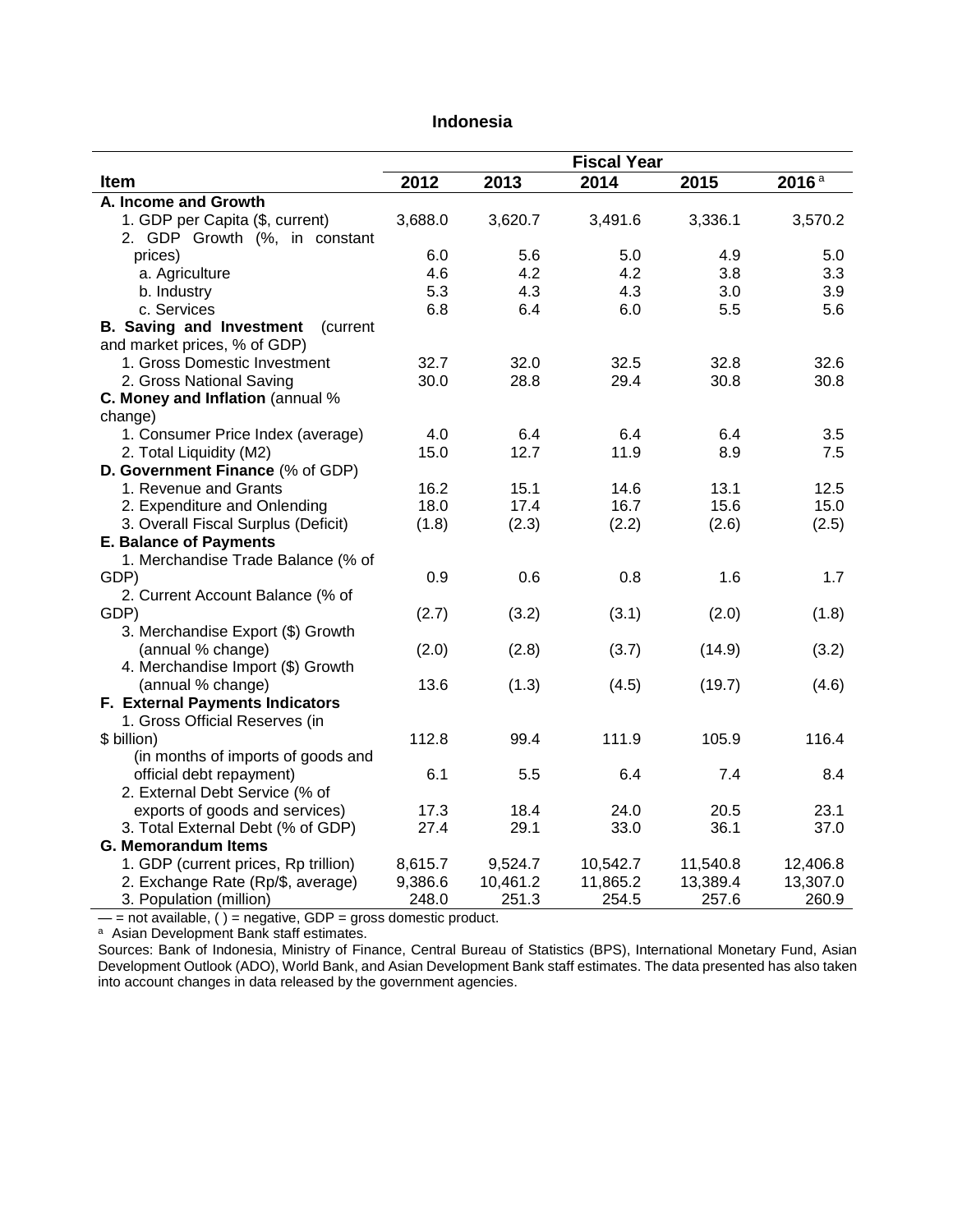# Indonesia

| Item | Fiscal Year | | | | |
|---|---|---|---|---|---|
| | 2012 | 2013 | 2014 | 2015 | 2016[a] |
| **A. Income and Growth** | | | | | |
| 1. GDP per Capita ($, current) | 3,688.0 | 3,620.7 | 3,491.6 | 3,336.1 | 3,570.2 |
| 2. GDP Growth (%, in constant prices) | 6.0 | 5.6 | 5.0 | 4.9 | 5.0 |
| a. Agriculture | 4.6 | 4.2 | 4.2 | 3.8 | 3.3 |
| b. Industry | 5.3 | 4.3 | 4.3 | 3.0 | 3.9 |
| c. Services | 6.8 | 6.4 | 6.0 | 5.5 | 5.6 |
| **B. Saving and Investment** (current and market prices, % of GDP) | | | | | |
| 1. Gross Domestic Investment | 32.7 | 32.0 | 32.5 | 32.8 | 32.6 |
| 2. Gross National Saving | 30.0 | 28.8 | 29.4 | 30.8 | 30.8 |
| **C. Money and Inflation** (annual % change) | | | | | |
| 1. Consumer Price Index (average) | 4.0 | 6.4 | 6.4 | 6.4 | 3.5 |
| 2. Total Liquidity (M2) | 15.0 | 12.7 | 11.9 | 8.9 | 7.5 |
| **D. Government Finance** (% of GDP) | | | | | |
| 1. Revenue and Grants | 16.2 | 15.1 | 14.6 | 13.1 | 12.5 |
| 2. Expenditure and Onlending | 18.0 | 17.4 | 16.7 | 15.6 | 15.0 |
| 3. Overall Fiscal Surplus (Deficit) | (1.8) | (2.3) | (2.2) | (2.6) | (2.5) |
| **E. Balance of Payments** | | | | | |
| 1. Merchandise Trade Balance (% of GDP) | 0.9 | 0.6 | 0.8 | 1.6 | 1.7 |
| 2. Current Account Balance (% of GDP) | (2.7) | (3.2) | (3.1) | (2.0) | (1.8) |
| 3. Merchandise Export ($) Growth (annual % change) | (2.0) | (2.8) | (3.7) | (14.9) | (3.2) |
| 4. Merchandise Import ($) Growth (annual % change) | 13.6 | (1.3) | (4.5) | (19.7) | (4.6) |
| **F. External Payments Indicators** | | | | | |
| 1. Gross Official Reserves (in $ billion) | 112.8 | 99.4 | 111.9 | 105.9 | 116.4 |
| (in months of imports of goods and official debt repayment) | 6.1 | 5.5 | 6.4 | 7.4 | 8.4 |
| 2. External Debt Service (% of exports of goods and services) | 17.3 | 18.4 | 24.0 | 20.5 | 23.1 |
| 3. Total External Debt (% of GDP) | 27.4 | 29.1 | 33.0 | 36.1 | 37.0 |
| **G. Memorandum Items** | | | | | |
| 1. GDP (current prices, Rp trillion) | 8,615.7 | 9,524.7 | 10,542.7 | 11,540.8 | 12,406.8 |
| 2. Exchange Rate (Rp/$, average) | 9,386.6 | 10,461.2 | 11,865.2 | 13,389.4 | 13,307.0 |
| 3. Population (million) | 248.0 | 251.3 | 254.5 | 257.6 | 260.9 |

— = not available, ( ) = negative, GDP = gross domestic product.

[a] Asian Development Bank staff estimates.

Sources: Bank of Indonesia, Ministry of Finance, Central Bureau of Statistics (BPS), International Monetary Fund, Asian Development Outlook (ADO), World Bank, and Asian Development Bank staff estimates. The data presented has also taken into account changes in data released by the government agencies.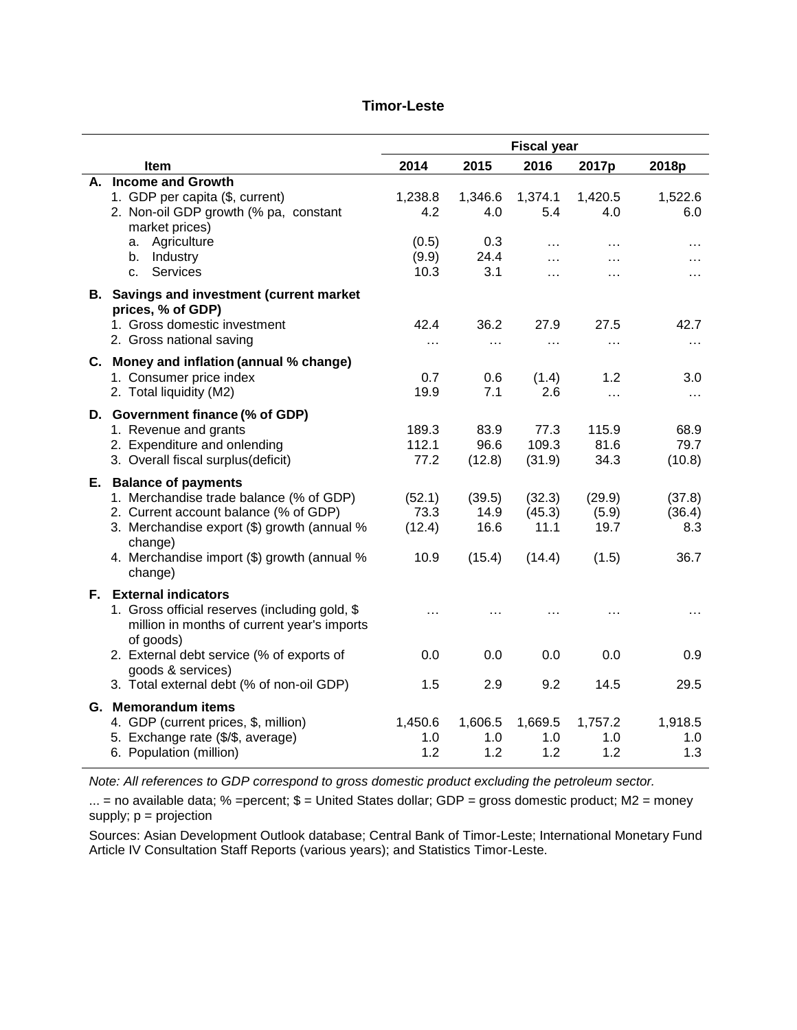# Timor-Leste

| Item | Fiscal year | | | | |
|---|---|---|---|---|---|
| | 2014 | 2015 | 2016 | 2017p | 2018p |
| **A. Income and Growth** | | | | | |
| 1. GDP per capita ($, current) | 1,238.8 | 1,346.6 | 1,374.1 | 1,420.5 | 1,522.6 |
| 2. Non-oil GDP growth (% pa, constant market prices) | 4.2 | 4.0 | 5.4 | 4.0 | 6.0 |
| a. Agriculture | (0.5) | 0.3 | … | … | … |
| b. Industry | (9.9) | 24.4 | … | … | … |
| c. Services | 10.3 | 3.1 | … | … | … |
| **B. Savings and investment (current market prices, % of GDP)** | | | | | |
| 1. Gross domestic investment | 42.4 | 36.2 | 27.9 | 27.5 | 42.7 |
| 2. Gross national saving | … | … | … | … | … |
| **C. Money and inflation (annual % change)** | | | | | |
| 1. Consumer price index | 0.7 | 0.6 | (1.4) | 1.2 | 3.0 |
| 2. Total liquidity (M2) | 19.9 | 7.1 | 2.6 | … | … |
| **D. Government finance (% of GDP)** | | | | | |
| 1. Revenue and grants | 189.3 | 83.9 | 77.3 | 115.9 | 68.9 |
| 2. Expenditure and onlending | 112.1 | 96.6 | 109.3 | 81.6 | 79.7 |
| 3. Overall fiscal surplus(deficit) | 77.2 | (12.8) | (31.9) | 34.3 | (10.8) |
| **E. Balance of payments** | | | | | |
| 1. Merchandise trade balance (% of GDP) | (52.1) | (39.5) | (32.3) | (29.9) | (37.8) |
| 2. Current account balance (% of GDP) | 73.3 | 14.9 | (45.3) | (5.9) | (36.4) |
| 3. Merchandise export ($) growth (annual % change) | (12.4) | 16.6 | 11.1 | 19.7 | 8.3 |
| 4. Merchandise import ($) growth (annual % change) | 10.9 | (15.4) | (14.4) | (1.5) | 36.7 |
| **F. External indicators** | | | | | |
| 1. Gross official reserves (including gold, $ million in months of current year's imports of goods) | … | … | … | … | … |
| 2. External debt service (% of exports of goods & services) | 0.0 | 0.0 | 0.0 | 0.0 | 0.9 |
| 3. Total external debt (% of non-oil GDP) | 1.5 | 2.9 | 9.2 | 14.5 | 29.5 |
| **G. Memorandum items** | | | | | |
| 4. GDP (current prices, $, million) | 1,450.6 | 1,606.5 | 1,669.5 | 1,757.2 | 1,918.5 |
| 5. Exchange rate ($/$, average) | 1.0 | 1.0 | 1.0 | 1.0 | 1.0 |
| 6. Population (million) | 1.2 | 1.2 | 1.2 | 1.2 | 1.3 |

*Note: All references to GDP correspond to gross domestic product excluding the petroleum sector.*

... = no available data; % =percent; $ = United States dollar; GDP = gross domestic product; M2 = money supply; p = projection

Sources: Asian Development Outlook database; Central Bank of Timor-Leste; International Monetary Fund Article IV Consultation Staff Reports (various years); and Statistics Timor-Leste.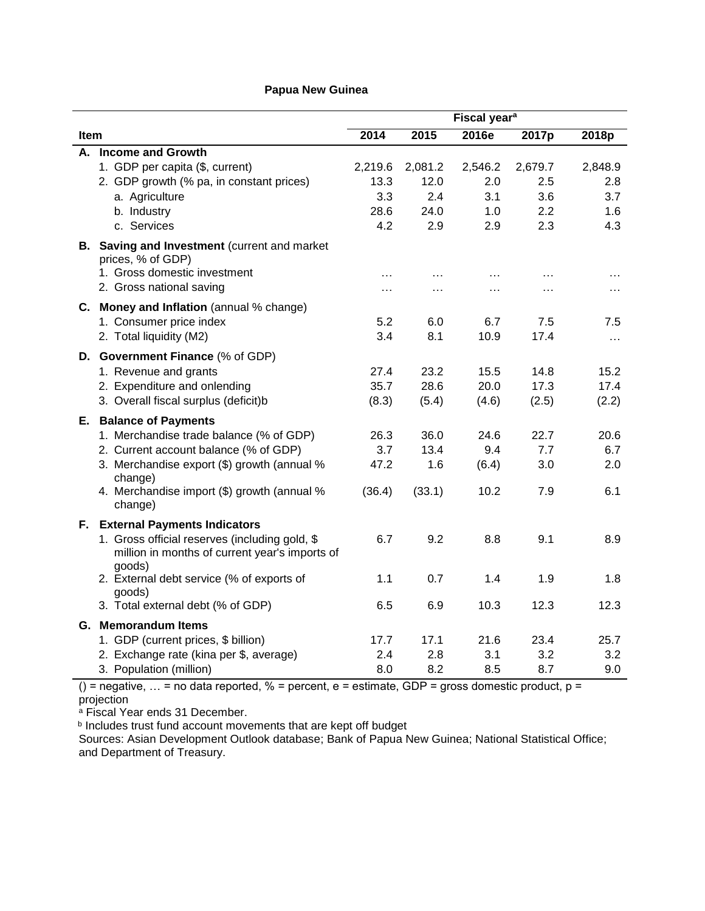**Papua New Guinea**

| Item | Fiscal year[a] | | | | |
|---|---|---|---|---|---|
| | 2014 | 2015 | 2016e | 2017p | 2018p |
| **A. Income and Growth** | | | | | |
| 1. GDP per capita ($, current) | 2,219.6 | 2,081.2 | 2,546.2 | 2,679.7 | 2,848.9 |
| 2. GDP growth (% pa, in constant prices) | 13.3 | 12.0 | 2.0 | 2.5 | 2.8 |
| a. Agriculture | 3.3 | 2.4 | 3.1 | 3.6 | 3.7 |
| b. Industry | 28.6 | 24.0 | 1.0 | 2.2 | 1.6 |
| c. Services | 4.2 | 2.9 | 2.9 | 2.3 | 4.3 |
| **B. Saving and Investment** (current and market prices, % of GDP) | | | | | |
| 1. Gross domestic investment | … | … | … | … | … |
| 2. Gross national saving | … | … | … | … | … |
| **C. Money and Inflation** (annual % change) | | | | | |
| 1. Consumer price index | 5.2 | 6.0 | 6.7 | 7.5 | 7.5 |
| 2. Total liquidity (M2) | 3.4 | 8.1 | 10.9 | 17.4 | … |
| **D. Government Finance** (% of GDP) | | | | | |
| 1. Revenue and grants | 27.4 | 23.2 | 15.5 | 14.8 | 15.2 |
| 2. Expenditure and onlending | 35.7 | 28.6 | 20.0 | 17.3 | 17.4 |
| 3. Overall fiscal surplus (deficit)b | (8.3) | (5.4) | (4.6) | (2.5) | (2.2) |
| **E. Balance of Payments** | | | | | |
| 1. Merchandise trade balance (% of GDP) | 26.3 | 36.0 | 24.6 | 22.7 | 20.6 |
| 2. Current account balance (% of GDP) | 3.7 | 13.4 | 9.4 | 7.7 | 6.7 |
| 3. Merchandise export ($) growth (annual % change) | 47.2 | 1.6 | (6.4) | 3.0 | 2.0 |
| 4. Merchandise import ($) growth (annual % change) | (36.4) | (33.1) | 10.2 | 7.9 | 6.1 |
| **F. External Payments Indicators** | | | | | |
| 1. Gross official reserves (including gold, $ million in months of current year's imports of goods) | 6.7 | 9.2 | 8.8 | 9.1 | 8.9 |
| 2. External debt service (% of exports of goods) | 1.1 | 0.7 | 1.4 | 1.9 | 1.8 |
| 3. Total external debt (% of GDP) | 6.5 | 6.9 | 10.3 | 12.3 | 12.3 |
| **G. Memorandum Items** | | | | | |
| 1. GDP (current prices, $ billion) | 17.7 | 17.1 | 21.6 | 23.4 | 25.7 |
| 2. Exchange rate (kina per $, average) | 2.4 | 2.8 | 3.1 | 3.2 | 3.2 |
| 3. Population (million) | 8.0 | 8.2 | 8.5 | 8.7 | 9.0 |

() = negative, … = no data reported, % = percent, e = estimate, GDP = gross domestic product, p = projection

[a] Fiscal Year ends 31 December.

[b] Includes trust fund account movements that are kept off budget

Sources: Asian Development Outlook database; Bank of Papua New Guinea; National Statistical Office; and Department of Treasury.